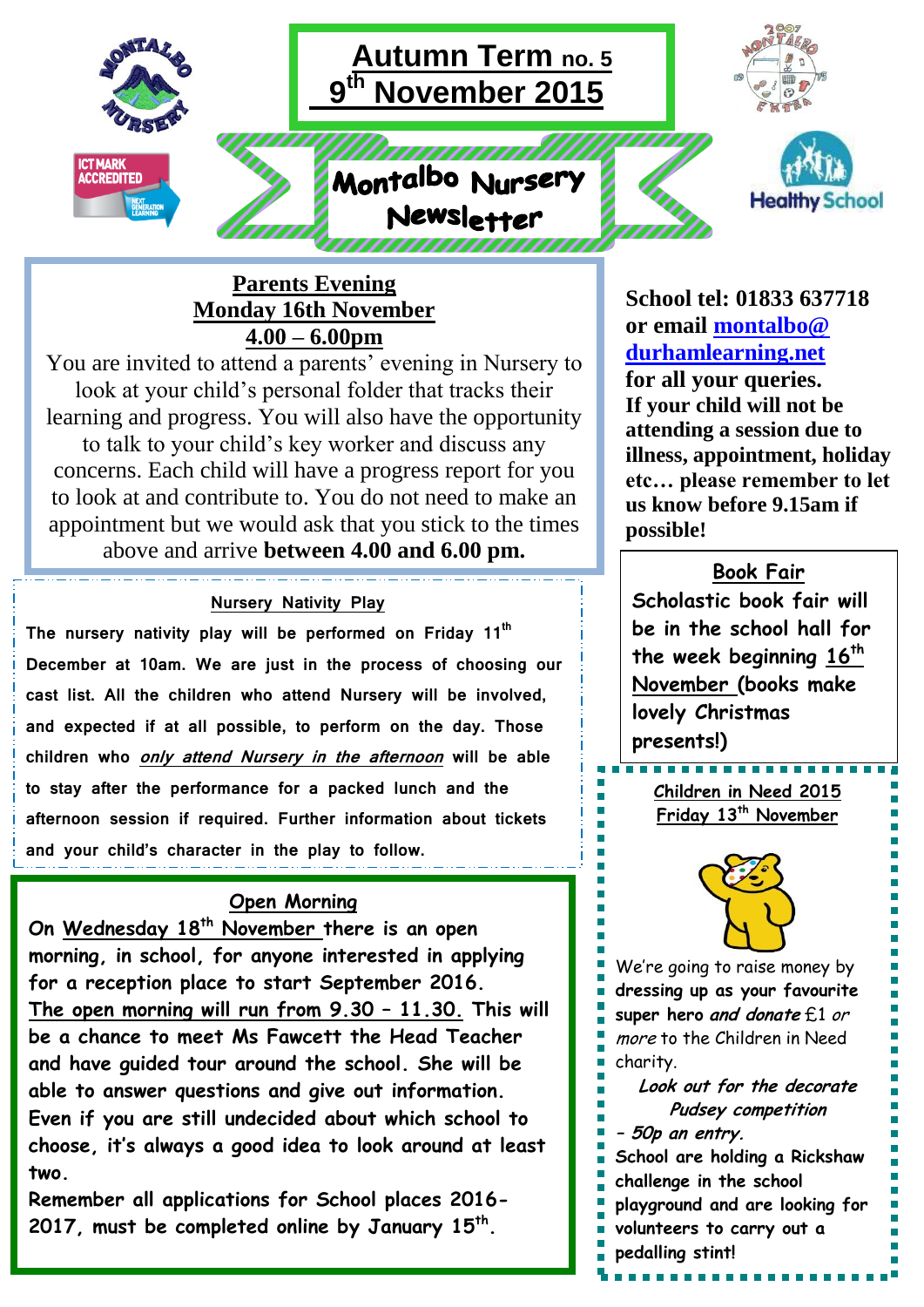# Autumn Term no. 5

## 9th November 2015

# Montalbo Nursery Newsletter

ICT MARK ACCREDITED

Healthy School

## Parents Evening
## Monday 16th November
## 4.00 – 6.00pm

You are invited to attend a parents' evening in Nursery to look at your child's personal folder that tracks their learning and progress. You will also have the opportunity to talk to your child's key worker and discuss any concerns. Each child will have a progress report for you to look at and contribute to. You do not need to make an appointment but we would ask that you stick to the times above and arrive **between 4.00 and 6.00 pm.**

**School tel: 01833 637718 or email montalbo@durhamlearning.net for all your queries.**

**If your child will not be attending a session due to illness, appointment, holiday etc… please remember to let us know before 9.15am if possible!**

### Nursery Nativity Play

**The nursery nativity play will be performed on Friday 11th December at 10am. We are just in the process of choosing our cast list. All the children who attend Nursery will be involved, and expected if at all possible, to perform on the day. Those children who *only attend Nursery in the afternoon* will be able to stay after the performance for a packed lunch and the afternoon session if required. Further information about tickets and your child's character in the play to follow.**

### Book Fair

**Scholastic book fair will be in the school hall for the week beginning 16th November (books make lovely Christmas presents!)**

### Open Morning

**On Wednesday 18th November there is an open morning, in school, for anyone interested in applying for a reception place to start September 2016. The open morning will run from 9.30 – 11.30. This will be a chance to meet Ms Fawcett the Head Teacher and have guided tour around the school. She will be able to answer questions and give out information. Even if you are still undecided about which school to choose, it's always a good idea to look around at least two.**

**Remember all applications for School places 2016-2017, must be completed online by January 15th.**

### Children in Need 2015
### Friday 13th November

We're going to raise money by **dressing up as your favourite super hero** ***and donate*** £1 *or more* to the Children in Need charity.

*Look out for the decorate Pudsey competition - 50p an entry.*

School are holding a Rickshaw challenge in the school playground and are looking for volunteers to carry out a pedalling stint!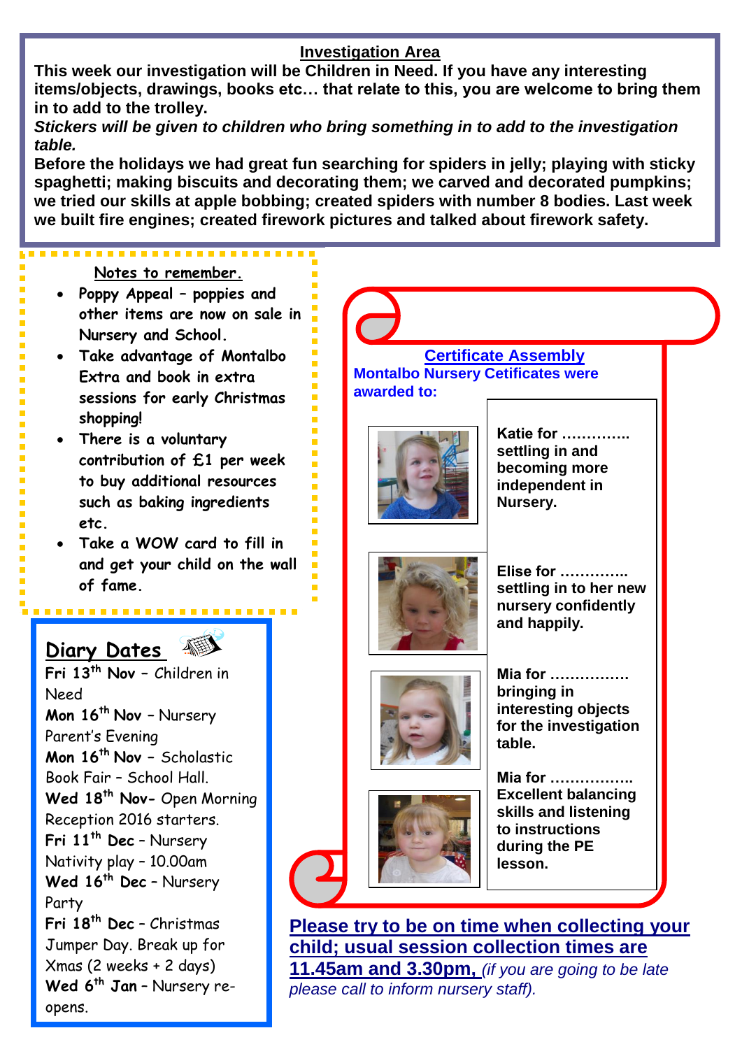## Investigation Area

**This week our investigation will be Children in Need. If you have any interesting items/objects, drawings, books etc… that relate to this, you are welcome to bring them in to add to the trolley.**

***Stickers will be given to children who bring something in to add to the investigation table.***

**Before the holidays we had great fun searching for spiders in jelly; playing with sticky spaghetti; making biscuits and decorating them; we carved and decorated pumpkins; we tried our skills at apple bobbing; created spiders with number 8 bodies. Last week we built fire engines; created firework pictures and talked about firework safety.**

### Notes to remember.

- Poppy Appeal – poppies and other items are now on sale in Nursery and School.
- Take advantage of Montalbo Extra and book in extra sessions for early Christmas shopping!
- There is a voluntary contribution of £1 per week to buy additional resources such as baking ingredients etc.
- Take a WOW card to fill in and get your child on the wall of fame.

### Diary Dates

**Fri 13th Nov** – Children in Need
**Mon 16th Nov** – Nursery Parent's Evening
**Mon 16th Nov** – Scholastic Book Fair – School Hall.
**Wed 18th Nov-** Open Morning Reception 2016 starters.
**Fri 11th Dec** – Nursery Nativity play – 10.00am
**Wed 16th Dec** – Nursery Party
**Fri 18th Dec** – Christmas Jumper Day. Break up for Xmas (2 weeks + 2 days)
**Wed 6th Jan** – Nursery re-opens.

### Certificate Assembly

**Montalbo Nursery Cetificates were awarded to:**

**Katie for ………….. settling in and becoming more independent in Nursery.**

**Elise for ………….. settling in to her new nursery confidently and happily.**

**Mia for ……………. bringing in interesting objects for the investigation table.**

**Mia for …………….. Excellent balancing skills and listening to instructions during the PE lesson.**

**Please try to be on time when collecting your child; usual session collection times are 11.45am and 3.30pm,** *(if you are going to be late please call to inform nursery staff).*